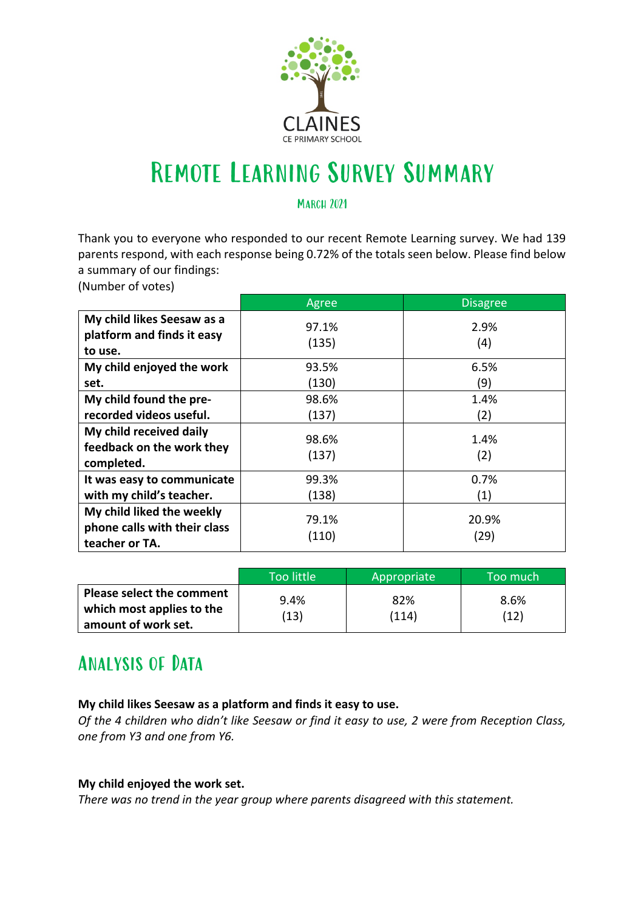CLAINES

CE PRIMARY SCHOOL

# Remote Learning Survey Summary

### March 2021

Thank you to everyone who responded to our recent Remote Learning survey. We had 139 parents respond, with each response being 0.72% of the totals seen below. Please find below a summary of our findings:
(Number of votes)

| | Agree | Disagree |
|---|---|---|
| **My child likes Seesaw as a platform and finds it easy to use.** | 97.1% (135) | 2.9% (4) |
| **My child enjoyed the work set.** | 93.5% (130) | 6.5% (9) |
| **My child found the pre-recorded videos useful.** | 98.6% (137) | 1.4% (2) |
| **My child received daily feedback on the work they completed.** | 98.6% (137) | 1.4% (2) |
| **It was easy to communicate with my child's teacher.** | 99.3% (138) | 0.7% (1) |
| **My child liked the weekly phone calls with their class teacher or TA.** | 79.1% (110) | 20.9% (29) |

| | Too little | Appropriate | Too much |
|---|---|---|---|
| **Please select the comment which most applies to the amount of work set.** | 9.4% (13) | 82% (114) | 8.6% (12) |

## Analysis of Data

**My child likes Seesaw as a platform and finds it easy to use.**
*Of the 4 children who didn't like Seesaw or find it easy to use, 2 were from Reception Class, one from Y3 and one from Y6.*

**My child enjoyed the work set.**
*There was no trend in the year group where parents disagreed with this statement.*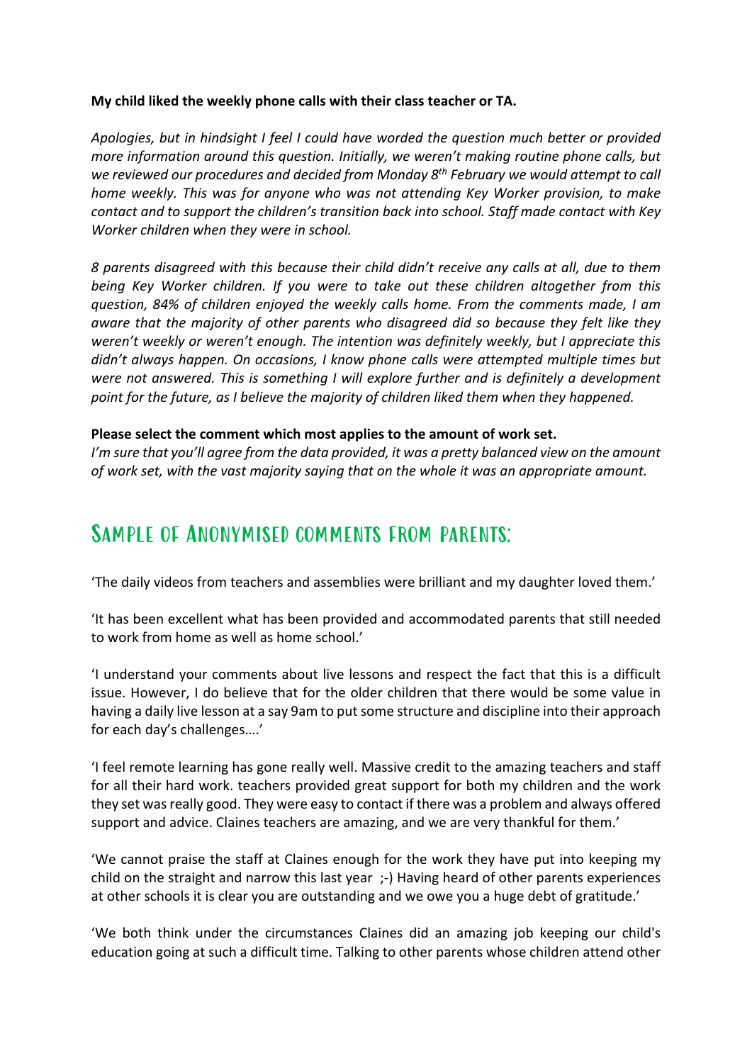**My child liked the weekly phone calls with their class teacher or TA.**

*Apologies, but in hindsight I feel I could have worded the question much better or provided more information around this question. Initially, we weren't making routine phone calls, but we reviewed our procedures and decided from Monday 8th February we would attempt to call home weekly. This was for anyone who was not attending Key Worker provision, to make contact and to support the children's transition back into school. Staff made contact with Key Worker children when they were in school.*

*8 parents disagreed with this because their child didn't receive any calls at all, due to them being Key Worker children. If you were to take out these children altogether from this question, 84% of children enjoyed the weekly calls home. From the comments made, I am aware that the majority of other parents who disagreed did so because they felt like they weren't weekly or weren't enough. The intention was definitely weekly, but I appreciate this didn't always happen. On occasions, I know phone calls were attempted multiple times but were not answered. This is something I will explore further and is definitely a development point for the future, as I believe the majority of children liked them when they happened.*

**Please select the comment which most applies to the amount of work set.**
*I'm sure that you'll agree from the data provided, it was a pretty balanced view on the amount of work set, with the vast majority saying that on the whole it was an appropriate amount.*

## Sample of Anonymised comments from parents:

'The daily videos from teachers and assemblies were brilliant and my daughter loved them.'

'It has been excellent what has been provided and accommodated parents that still needed to work from home as well as home school.'

'I understand your comments about live lessons and respect the fact that this is a difficult issue. However, I do believe that for the older children that there would be some value in having a daily live lesson at a say 9am to put some structure and discipline into their approach for each day's challenges….'

'I feel remote learning has gone really well. Massive credit to the amazing teachers and staff for all their hard work. teachers provided great support for both my children and the work they set was really good. They were easy to contact if there was a problem and always offered support and advice. Claines teachers are amazing, and we are very thankful for them.'

'We cannot praise the staff at Claines enough for the work they have put into keeping my child on the straight and narrow this last year ;-) Having heard of other parents experiences at other schools it is clear you are outstanding and we owe you a huge debt of gratitude.'

'We both think under the circumstances Claines did an amazing job keeping our child's education going at such a difficult time. Talking to other parents whose children attend other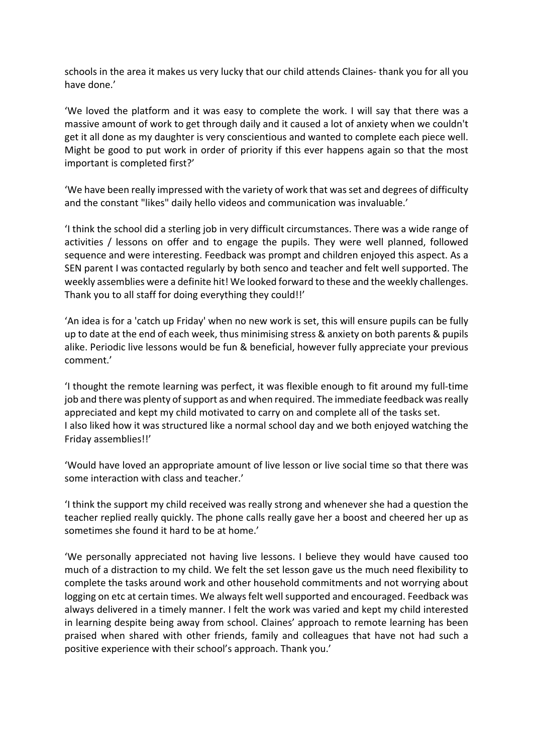schools in the area it makes us very lucky that our child attends Claines- thank you for all you have done.'

'We loved the platform and it was easy to complete the work. I will say that there was a massive amount of work to get through daily and it caused a lot of anxiety when we couldn't get it all done as my daughter is very conscientious and wanted to complete each piece well. Might be good to put work in order of priority if this ever happens again so that the most important is completed first?'

'We have been really impressed with the variety of work that was set and degrees of difficulty and the constant "likes" daily hello videos and communication was invaluable.'

'I think the school did a sterling job in very difficult circumstances. There was a wide range of activities / lessons on offer and to engage the pupils. They were well planned, followed sequence and were interesting. Feedback was prompt and children enjoyed this aspect. As a SEN parent I was contacted regularly by both senco and teacher and felt well supported. The weekly assemblies were a definite hit! We looked forward to these and the weekly challenges. Thank you to all staff for doing everything they could!!'

'An idea is for a 'catch up Friday' when no new work is set, this will ensure pupils can be fully up to date at the end of each week, thus minimising stress & anxiety on both parents & pupils alike. Periodic live lessons would be fun & beneficial, however fully appreciate your previous comment.'

'I thought the remote learning was perfect, it was flexible enough to fit around my full-time job and there was plenty of support as and when required. The immediate feedback was really appreciated and kept my child motivated to carry on and complete all of the tasks set.
I also liked how it was structured like a normal school day and we both enjoyed watching the Friday assemblies!!'

'Would have loved an appropriate amount of live lesson or live social time so that there was some interaction with class and teacher.'

'I think the support my child received was really strong and whenever she had a question the teacher replied really quickly. The phone calls really gave her a boost and cheered her up as sometimes she found it hard to be at home.'

'We personally appreciated not having live lessons. I believe they would have caused too much of a distraction to my child. We felt the set lesson gave us the much need flexibility to complete the tasks around work and other household commitments and not worrying about logging on etc at certain times. We always felt well supported and encouraged. Feedback was always delivered in a timely manner. I felt the work was varied and kept my child interested in learning despite being away from school. Claines' approach to remote learning has been praised when shared with other friends, family and colleagues that have not had such a positive experience with their school's approach. Thank you.'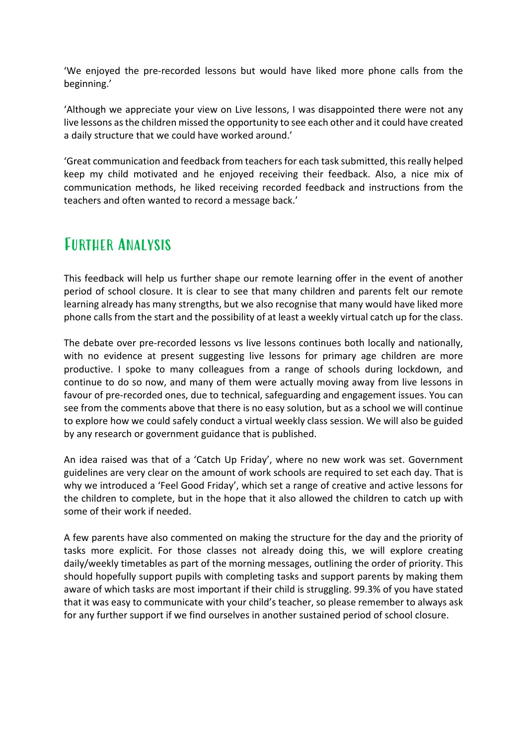'We enjoyed the pre-recorded lessons but would have liked more phone calls from the beginning.'

'Although we appreciate your view on Live lessons, I was disappointed there were not any live lessons as the children missed the opportunity to see each other and it could have created a daily structure that we could have worked around.'

'Great communication and feedback from teachers for each task submitted, this really helped keep my child motivated and he enjoyed receiving their feedback. Also, a nice mix of communication methods, he liked receiving recorded feedback and instructions from the teachers and often wanted to record a message back.'

## Further Analysis

This feedback will help us further shape our remote learning offer in the event of another period of school closure. It is clear to see that many children and parents felt our remote learning already has many strengths, but we also recognise that many would have liked more phone calls from the start and the possibility of at least a weekly virtual catch up for the class.

The debate over pre-recorded lessons vs live lessons continues both locally and nationally, with no evidence at present suggesting live lessons for primary age children are more productive. I spoke to many colleagues from a range of schools during lockdown, and continue to do so now, and many of them were actually moving away from live lessons in favour of pre-recorded ones, due to technical, safeguarding and engagement issues. You can see from the comments above that there is no easy solution, but as a school we will continue to explore how we could safely conduct a virtual weekly class session. We will also be guided by any research or government guidance that is published.

An idea raised was that of a 'Catch Up Friday', where no new work was set. Government guidelines are very clear on the amount of work schools are required to set each day. That is why we introduced a 'Feel Good Friday', which set a range of creative and active lessons for the children to complete, but in the hope that it also allowed the children to catch up with some of their work if needed.

A few parents have also commented on making the structure for the day and the priority of tasks more explicit. For those classes not already doing this, we will explore creating daily/weekly timetables as part of the morning messages, outlining the order of priority. This should hopefully support pupils with completing tasks and support parents by making them aware of which tasks are most important if their child is struggling. 99.3% of you have stated that it was easy to communicate with your child's teacher, so please remember to always ask for any further support if we find ourselves in another sustained period of school closure.